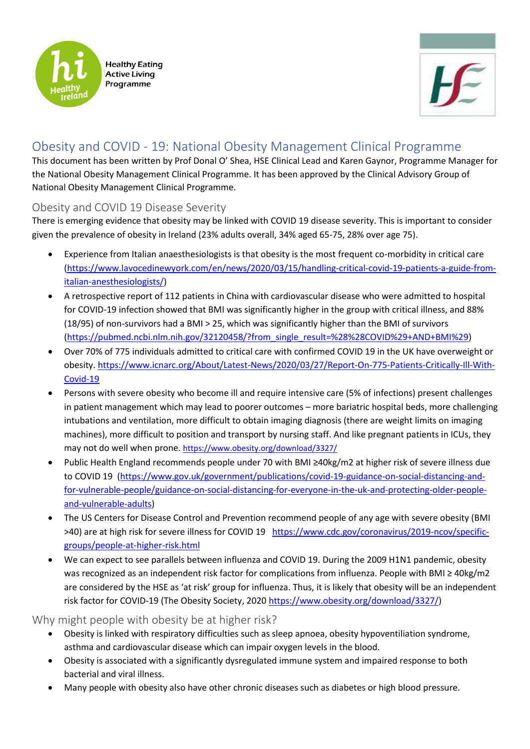Healthy Eating Active Living Programme

# Obesity and COVID - 19: National Obesity Management Clinical Programme

This document has been written by Prof Donal O' Shea, HSE Clinical Lead and Karen Gaynor, Programme Manager for the National Obesity Management Clinical Programme. It has been approved by the Clinical Advisory Group of National Obesity Management Clinical Programme.

## Obesity and COVID 19 Disease Severity

There is emerging evidence that obesity may be linked with COVID 19 disease severity. This is important to consider given the prevalence of obesity in Ireland (23% adults overall, 34% aged 65-75, 28% over age 75).

- Experience from Italian anaesthesiologists is that obesity is the most frequent co-morbidity in critical care (https://www.lavocedinewyork.com/en/news/2020/03/15/handling-critical-covid-19-patients-a-guide-from-italian-anesthesiologists/)
- A retrospective report of 112 patients in China with cardiovascular disease who were admitted to hospital for COVID-19 infection showed that BMI was significantly higher in the group with critical illness, and 88% (18/95) of non-survivors had a BMI > 25, which was significantly higher than the BMI of survivors (https://pubmed.ncbi.nlm.nih.gov/32120458/?from_single_result=%28%28COVID%29+AND+BMI%29)
- Over 70% of 775 individuals admitted to critical care with confirmed COVID 19 in the UK have overweight or obesity. https://www.icnarc.org/About/Latest-News/2020/03/27/Report-On-775-Patients-Critically-Ill-With-Covid-19
- Persons with severe obesity who become ill and require intensive care (5% of infections) present challenges in patient management which may lead to poorer outcomes – more bariatric hospital beds, more challenging intubations and ventilation, more difficult to obtain imaging diagnosis (there are weight limits on imaging machines), more difficult to position and transport by nursing staff. And like pregnant patients in ICUs, they may not do well when prone. https://www.obesity.org/download/3327/
- Public Health England recommends people under 70 with BMI ≥40kg/m2 at higher risk of severe illness due to COVID 19 (https://www.gov.uk/government/publications/covid-19-guidance-on-social-distancing-and-for-vulnerable-people/guidance-on-social-distancing-for-everyone-in-the-uk-and-protecting-older-people-and-vulnerable-adults)
- The US Centers for Disease Control and Prevention recommend people of any age with severe obesity (BMI >40) are at high risk for severe illness for COVID 19 https://www.cdc.gov/coronavirus/2019-ncov/specific-groups/people-at-higher-risk.html
- We can expect to see parallels between influenza and COVID 19. During the 2009 H1N1 pandemic, obesity was recognized as an independent risk factor for complications from influenza. People with BMI ≥ 40kg/m2 are considered by the HSE as 'at risk' group for influenza. Thus, it is likely that obesity will be an independent risk factor for COVID-19 (The Obesity Society, 2020 https://www.obesity.org/download/3327/)

## Why might people with obesity be at higher risk?

- Obesity is linked with respiratory difficulties such as sleep apnoea, obesity hypoventiliation syndrome, asthma and cardiovascular disease which can impair oxygen levels in the blood.
- Obesity is associated with a significantly dysregulated immune system and impaired response to both bacterial and viral illness.
- Many people with obesity also have other chronic diseases such as diabetes or high blood pressure.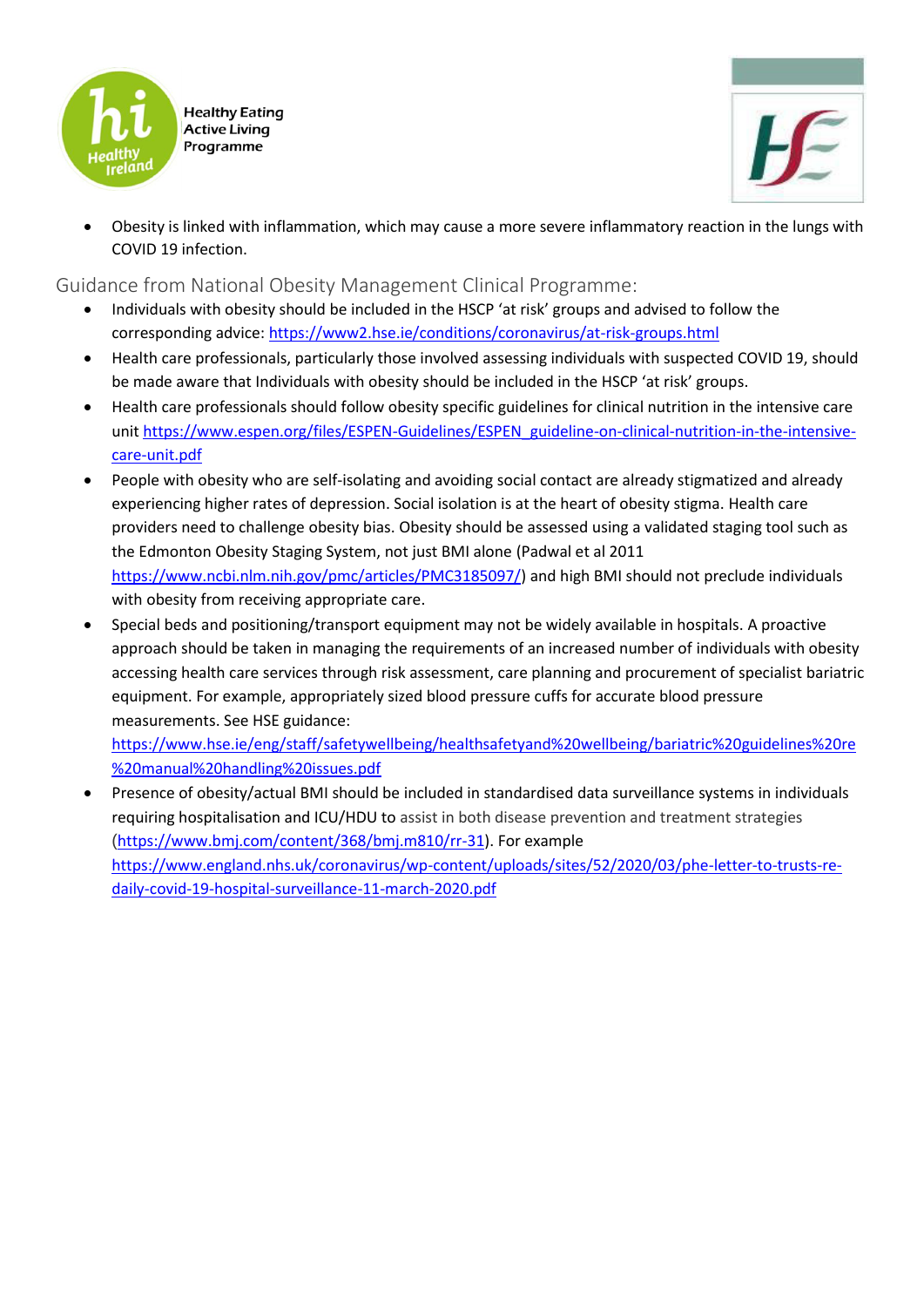- Obesity is linked with inflammation, which may cause a more severe inflammatory reaction in the lungs with COVID 19 infection.

## Guidance from National Obesity Management Clinical Programme:

- Individuals with obesity should be included in the HSCP 'at risk' groups and advised to follow the corresponding advice: https://www2.hse.ie/conditions/coronavirus/at-risk-groups.html
- Health care professionals, particularly those involved assessing individuals with suspected COVID 19, should be made aware that Individuals with obesity should be included in the HSCP 'at risk' groups.
- Health care professionals should follow obesity specific guidelines for clinical nutrition in the intensive care unit https://www.espen.org/files/ESPEN-Guidelines/ESPEN_guideline-on-clinical-nutrition-in-the-intensive-care-unit.pdf
- People with obesity who are self-isolating and avoiding social contact are already stigmatized and already experiencing higher rates of depression. Social isolation is at the heart of obesity stigma. Health care providers need to challenge obesity bias. Obesity should be assessed using a validated staging tool such as the Edmonton Obesity Staging System, not just BMI alone (Padwal et al 2011 https://www.ncbi.nlm.nih.gov/pmc/articles/PMC3185097/) and high BMI should not preclude individuals with obesity from receiving appropriate care.
- Special beds and positioning/transport equipment may not be widely available in hospitals. A proactive approach should be taken in managing the requirements of an increased number of individuals with obesity accessing health care services through risk assessment, care planning and procurement of specialist bariatric equipment. For example, appropriately sized blood pressure cuffs for accurate blood pressure measurements. See HSE guidance: https://www.hse.ie/eng/staff/safetywellbeing/healthsafetyand%20wellbeing/bariatric%20guidelines%20re%20manual%20handling%20issues.pdf
- Presence of obesity/actual BMI should be included in standardised data surveillance systems in individuals requiring hospitalisation and ICU/HDU to assist in both disease prevention and treatment strategies (https://www.bmj.com/content/368/bmj.m810/rr-31). For example https://www.england.nhs.uk/coronavirus/wp-content/uploads/sites/52/2020/03/phe-letter-to-trusts-re-daily-covid-19-hospital-surveillance-11-march-2020.pdf